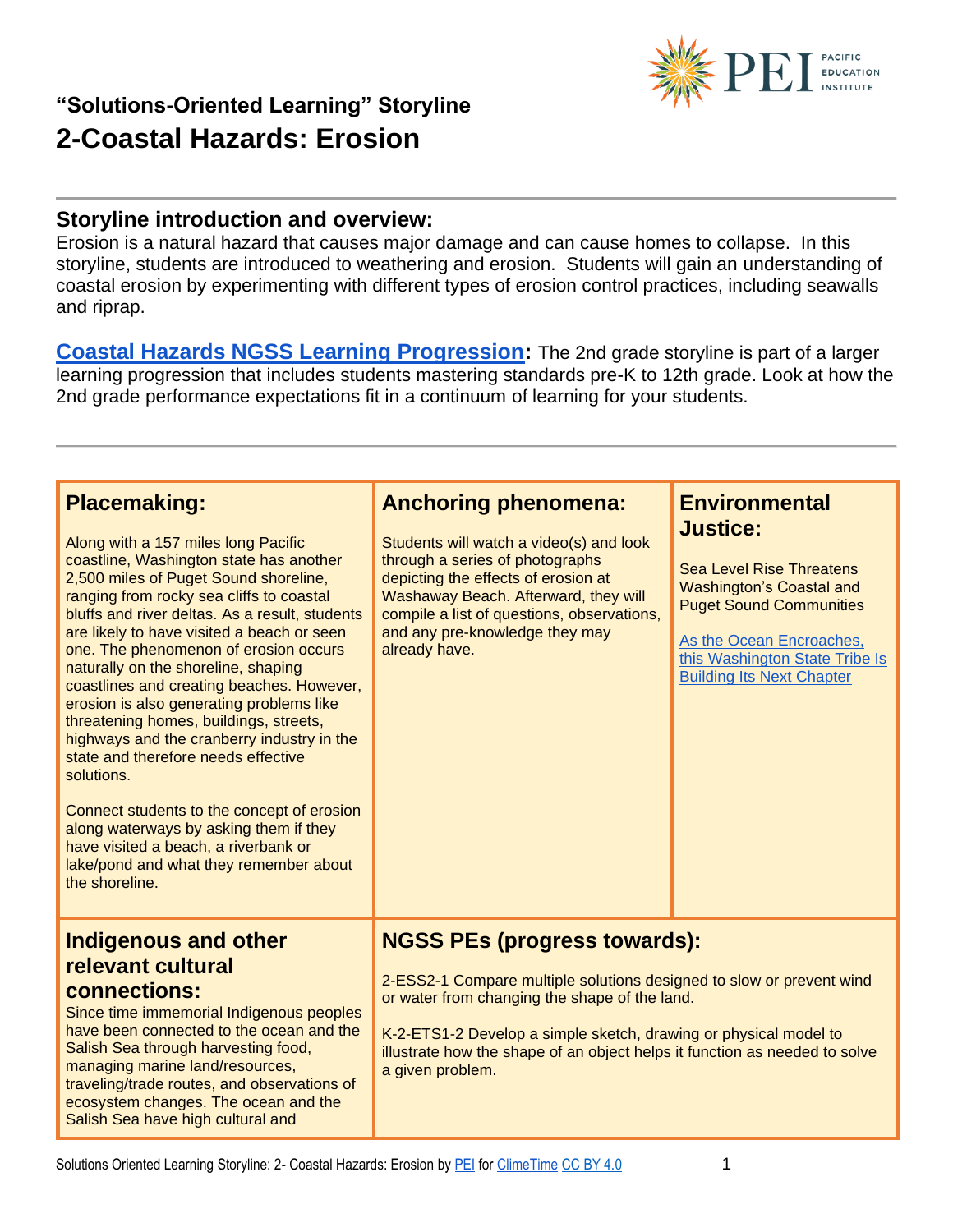### "Solutions-Oriented Learning" Storyline

# 2-Coastal Hazards: Erosion

## Storyline introduction and overview:

Erosion is a natural hazard that causes major damage and can cause homes to collapse. In this storyline, students are introduced to weathering and erosion. Students will gain an understanding of coastal erosion by experimenting with different types of erosion control practices, including seawalls and riprap.

**Coastal Hazards NGSS Learning Progression:** The 2nd grade storyline is part of a larger learning progression that includes students mastering standards pre-K to 12th grade. Look at how the 2nd grade performance expectations fit in a continuum of learning for your students.

### Placemaking:

Along with a 157 miles long Pacific coastline, Washington state has another 2,500 miles of Puget Sound shoreline, ranging from rocky sea cliffs to coastal bluffs and river deltas. As a result, students are likely to have visited a beach or seen one. The phenomenon of erosion occurs naturally on the shoreline, shaping coastlines and creating beaches. However, erosion is also generating problems like threatening homes, buildings, streets, highways and the cranberry industry in the state and therefore needs effective solutions.

Connect students to the concept of erosion along waterways by asking them if they have visited a beach, a riverbank or lake/pond and what they remember about the shoreline.

### Anchoring phenomena:

Students will watch a video(s) and look through a series of photographs depicting the effects of erosion at Washaway Beach. Afterward, they will compile a list of questions, observations, and any pre-knowledge they may already have.

### Environmental Justice:

Sea Level Rise Threatens Washington's Coastal and Puget Sound Communities

As the Ocean Encroaches, this Washington State Tribe Is Building Its Next Chapter

### Indigenous and other relevant cultural connections:

Since time immemorial Indigenous peoples have been connected to the ocean and the Salish Sea through harvesting food, managing marine land/resources, traveling/trade routes, and observations of ecosystem changes. The ocean and the Salish Sea have high cultural and

### NGSS PEs (progress towards):

2-ESS2-1 Compare multiple solutions designed to slow or prevent wind or water from changing the shape of the land.

K-2-ETS1-2 Develop a simple sketch, drawing or physical model to illustrate how the shape of an object helps it function as needed to solve a given problem.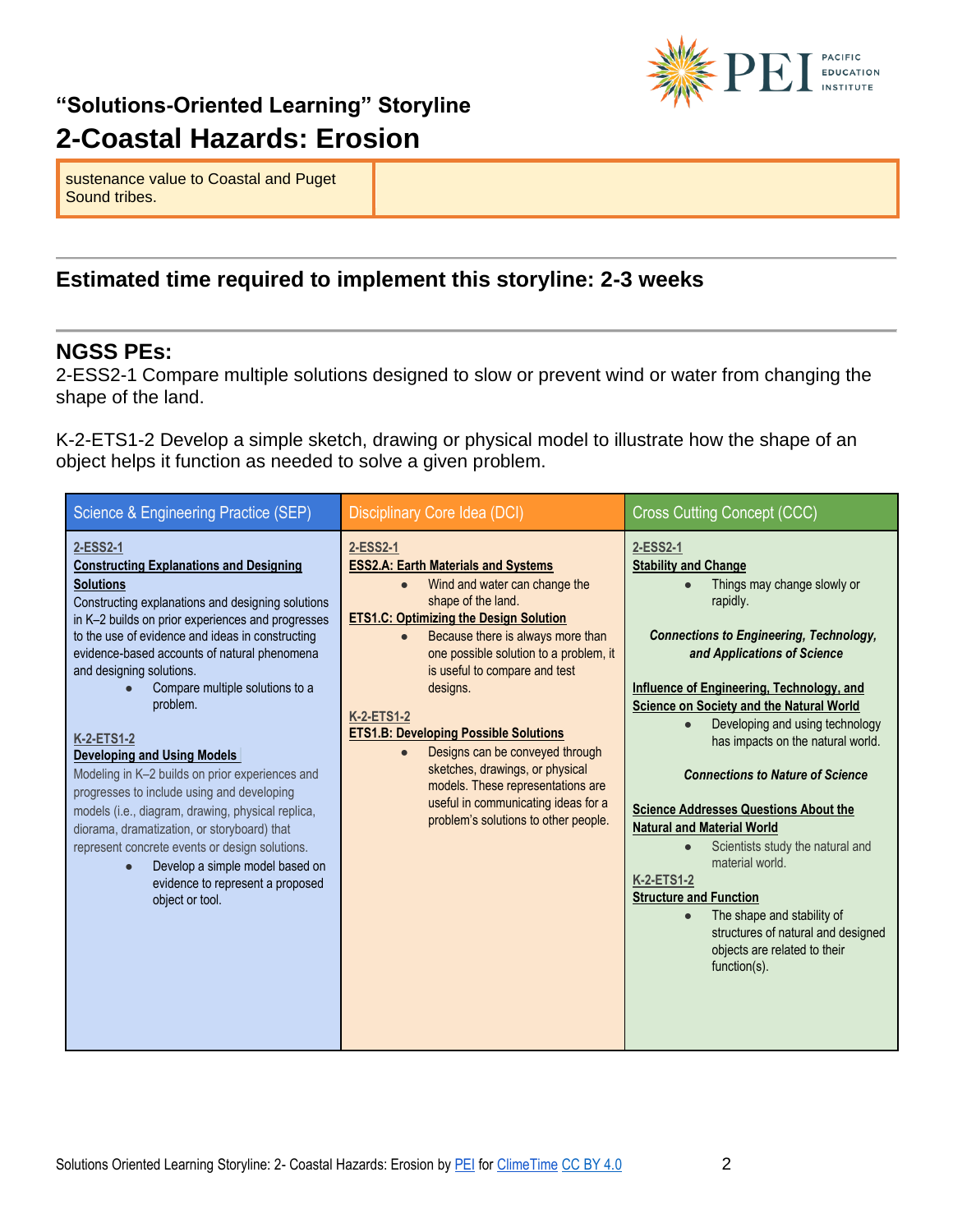# "Solutions-Oriented Learning" Storyline

## 2-Coastal Hazards: Erosion

| sustenance value to Coastal and Puget Sound tribes. | |
|---|---|

---

## Estimated time required to implement this storyline: 2-3 weeks

---

## NGSS PEs:

2-ESS2-1 Compare multiple solutions designed to slow or prevent wind or water from changing the shape of the land.

K-2-ETS1-2 Develop a simple sketch, drawing or physical model to illustrate how the shape of an object helps it function as needed to solve a given problem.

| Science & Engineering Practice (SEP) | Disciplinary Core Idea (DCI) | Cross Cutting Concept (CCC) |
|---|---|---|
| **2-ESS2-1**<br>**Constructing Explanations and Designing Solutions**<br>Constructing explanations and designing solutions in K–2 builds on prior experiences and progresses to the use of evidence and ideas in constructing evidence-based accounts of natural phenomena and designing solutions.<br>• Compare multiple solutions to a problem.<br><br>**K-2-ETS1-2**<br>**Developing and Using Models**<br>Modeling in K–2 builds on prior experiences and progresses to include using and developing models (i.e., diagram, drawing, physical replica, diorama, dramatization, or storyboard) that represent concrete events or design solutions.<br>• Develop a simple model based on evidence to represent a proposed object or tool. | **2-ESS2-1**<br>**ESS2.A: Earth Materials and Systems**<br>• Wind and water can change the shape of the land.<br>**ETS1.C: Optimizing the Design Solution**<br>• Because there is always more than one possible solution to a problem, it is useful to compare and test designs.<br><br>**K-2-ETS1-2**<br>**ETS1.B: Developing Possible Solutions**<br>• Designs can be conveyed through sketches, drawings, or physical models. These representations are useful in communicating ideas for a problem's solutions to other people. | **2-ESS2-1**<br>**Stability and Change**<br>• Things may change slowly or rapidly.<br><br>***Connections to Engineering, Technology, and Applications of Science***<br><br>**Influence of Engineering, Technology, and Science on Society and the Natural World**<br>• Developing and using technology has impacts on the natural world.<br><br>***Connections to Nature of Science***<br><br>**Science Addresses Questions About the Natural and Material World**<br>• Scientists study the natural and material world.<br>**K-2-ETS1-2**<br>**Structure and Function**<br>• The shape and stability of structures of natural and designed objects are related to their function(s). |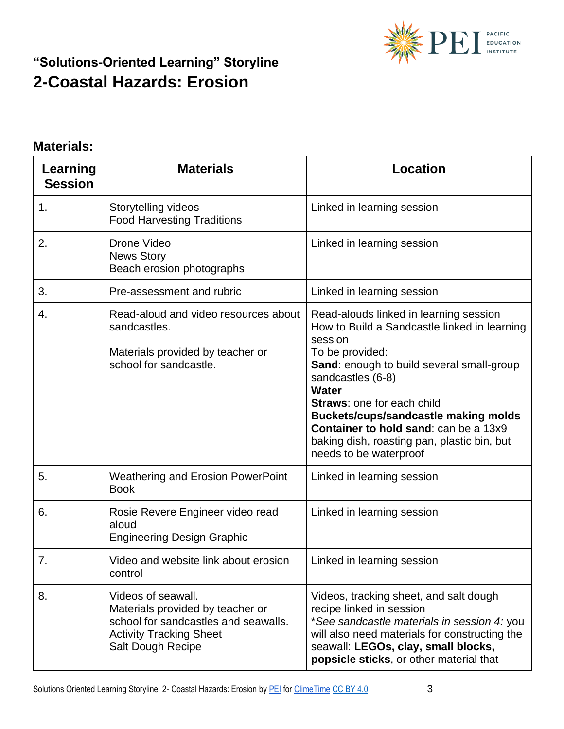### "Solutions-Oriented Learning" Storyline

# 2-Coastal Hazards: Erosion

**Materials:**

| Learning Session | Materials | Location |
|---|---|---|
| 1. | Storytelling videos<br>Food Harvesting Traditions | Linked in learning session |
| 2. | Drone Video<br>News Story<br>Beach erosion photographs | Linked in learning session |
| 3. | Pre-assessment and rubric | Linked in learning session |
| 4. | Read-aloud and video resources about sandcastles.<br><br>Materials provided by teacher or school for sandcastle. | Read-alouds linked in learning session<br>How to Build a Sandcastle linked in learning session<br>To be provided:<br>**Sand**: enough to build several small-group sandcastles (6-8)<br>**Water**<br>**Straws**: one for each child<br>**Buckets/cups/sandcastle making molds**<br>**Container to hold sand**: can be a 13x9 baking dish, roasting pan, plastic bin, but needs to be waterproof |
| 5. | Weathering and Erosion PowerPoint Book | Linked in learning session |
| 6. | Rosie Revere Engineer video read aloud<br>Engineering Design Graphic | Linked in learning session |
| 7. | Video and website link about erosion control | Linked in learning session |
| 8. | Videos of seawall.<br>Materials provided by teacher or school for sandcastles and seawalls.<br>Activity Tracking Sheet<br>Salt Dough Recipe | Videos, tracking sheet, and salt dough recipe linked in session<br>**See sandcastle materials in session 4:* you will also need materials for constructing the seawall: **LEGOs, clay, small blocks, popsicle sticks**, or other material that |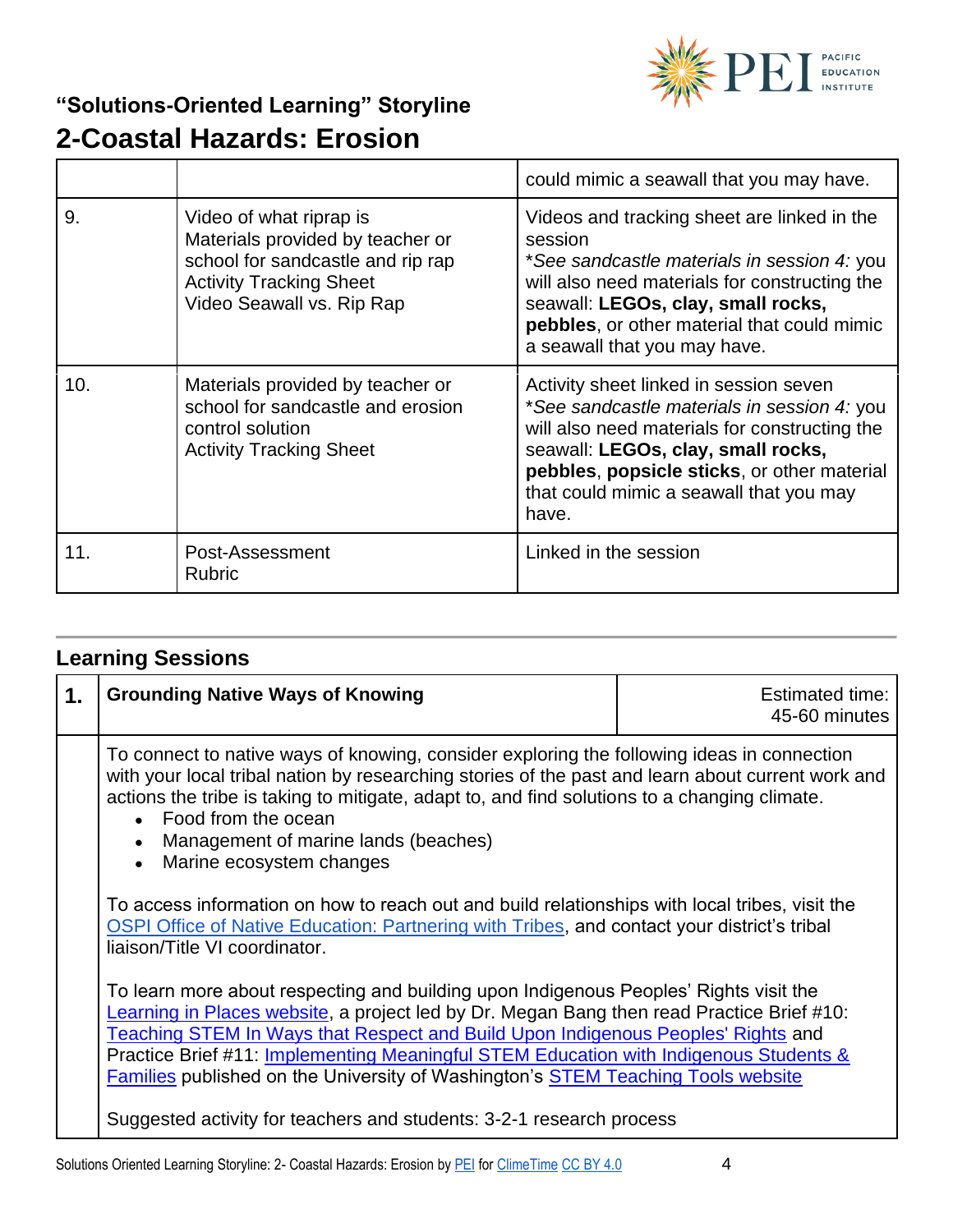## "Solutions-Oriented Learning" Storyline

# 2-Coastal Hazards: Erosion

| | | |
|---|---|---|
| | | could mimic a seawall that you may have. |
| 9. | Video of what riprap is<br>Materials provided by teacher or school for sandcastle and rip rap<br>Activity Tracking Sheet<br>Video Seawall vs. Rip Rap | Videos and tracking sheet are linked in the session<br>**See sandcastle materials in session 4:* you will also need materials for constructing the seawall: **LEGOs, clay, small rocks, pebbles**, or other material that could mimic a seawall that you may have. |
| 10. | Materials provided by teacher or school for sandcastle and erosion control solution<br>Activity Tracking Sheet | Activity sheet linked in session seven<br>**See sandcastle materials in session 4:* you will also need materials for constructing the seawall: **LEGOs, clay, small rocks, pebbles**, **popsicle sticks**, or other material that could mimic a seawall that you may have. |
| 11. | Post-Assessment<br>Rubric | Linked in the session |

## Learning Sessions

| **1.** | **Grounding Native Ways of Knowing** | Estimated time: 45-60 minutes |
|---|---|---|

To connect to native ways of knowing, consider exploring the following ideas in connection with your local tribal nation by researching stories of the past and learn about current work and actions the tribe is taking to mitigate, adapt to, and find solutions to a changing climate.

- Food from the ocean
- Management of marine lands (beaches)
- Marine ecosystem changes

To access information on how to reach out and build relationships with local tribes, visit the OSPI Office of Native Education: Partnering with Tribes, and contact your district's tribal liaison/Title VI coordinator.

To learn more about respecting and building upon Indigenous Peoples' Rights visit the Learning in Places website, a project led by Dr. Megan Bang then read Practice Brief #10: Teaching STEM In Ways that Respect and Build Upon Indigenous Peoples' Rights and Practice Brief #11: Implementing Meaningful STEM Education with Indigenous Students & Families published on the University of Washington's STEM Teaching Tools website

Suggested activity for teachers and students: 3-2-1 research process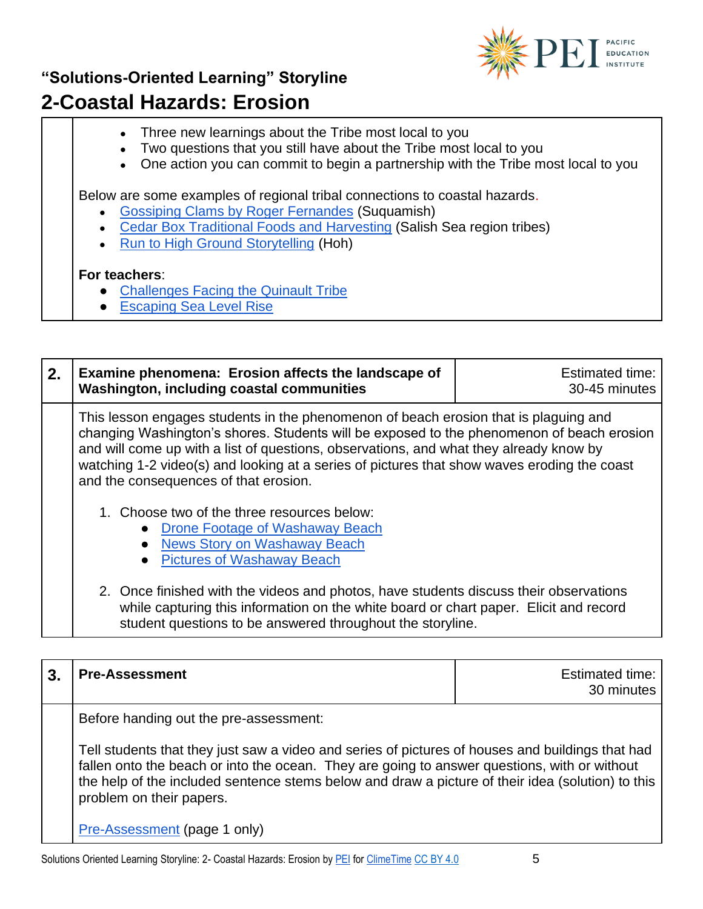# "Solutions-Oriented Learning" Storyline

## 2-Coastal Hazards: Erosion

- Three new learnings about the Tribe most local to you
- Two questions that you still have about the Tribe most local to you
- One action you can commit to begin a partnership with the Tribe most local to you

Below are some examples of regional tribal connections to coastal hazards.

- Gossiping Clams by Roger Fernandes (Suquamish)
- Cedar Box Traditional Foods and Harvesting (Salish Sea region tribes)
- Run to High Ground Storytelling (Hoh)

**For teachers**:

- Challenges Facing the Quinault Tribe
- Escaping Sea Level Rise

| 2. | Examine phenomena: Erosion affects the landscape of Washington, including coastal communities | Estimated time: 30-45 minutes |
|---|---|---|

This lesson engages students in the phenomenon of beach erosion that is plaguing and changing Washington's shores. Students will be exposed to the phenomenon of beach erosion and will come up with a list of questions, observations, and what they already know by watching 1-2 video(s) and looking at a series of pictures that show waves eroding the coast and the consequences of that erosion.

1. Choose two of the three resources below:
   - Drone Footage of Washaway Beach
   - News Story on Washaway Beach
   - Pictures of Washaway Beach
2. Once finished with the videos and photos, have students discuss their observations while capturing this information on the white board or chart paper. Elicit and record student questions to be answered throughout the storyline.

| 3. | Pre-Assessment | Estimated time: 30 minutes |
|---|---|---|

Before handing out the pre-assessment:

Tell students that they just saw a video and series of pictures of houses and buildings that had fallen onto the beach or into the ocean. They are going to answer questions, with or without the help of the included sentence stems below and draw a picture of their idea (solution) to this problem on their papers.

Pre-Assessment (page 1 only)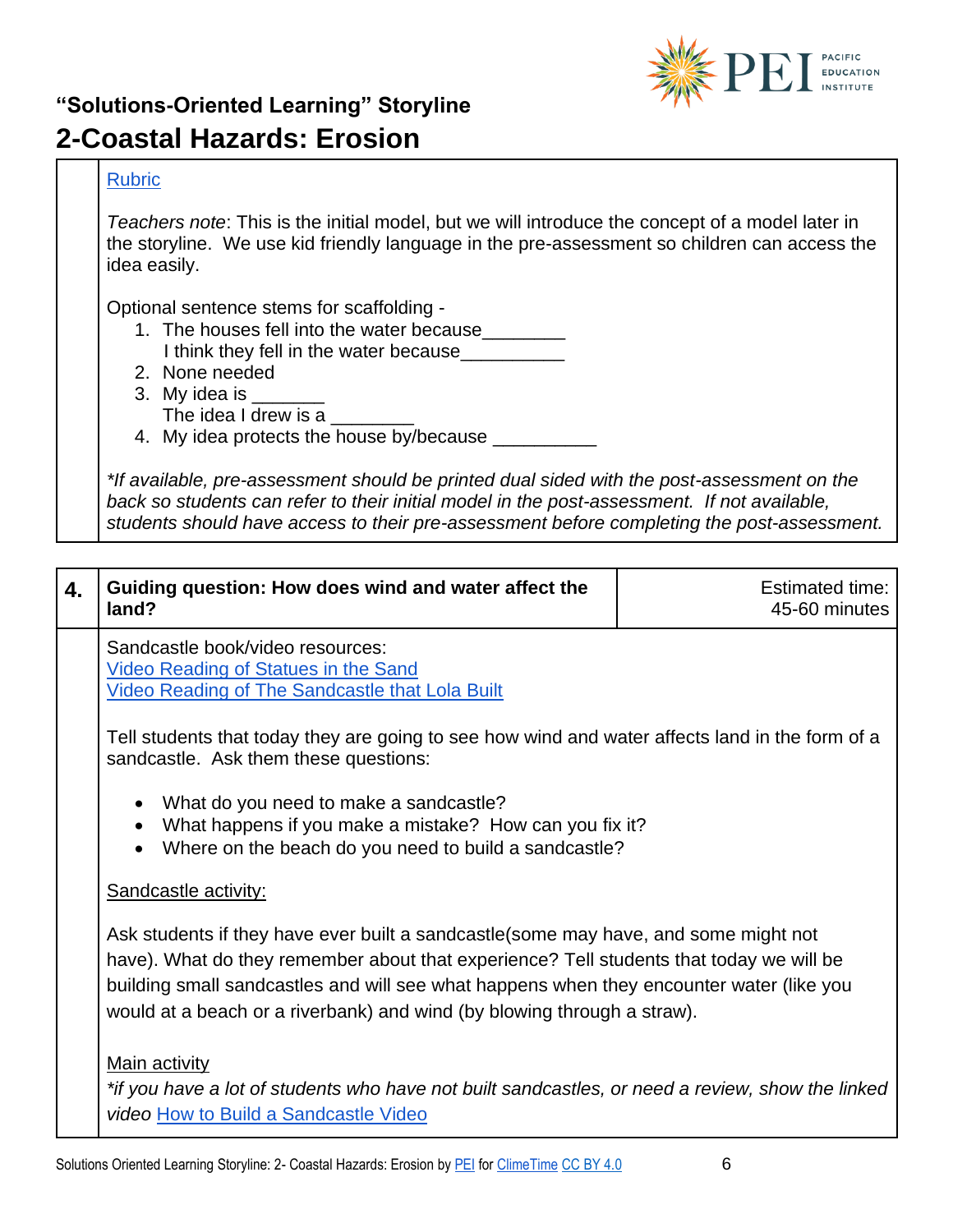# "Solutions-Oriented Learning" Storyline

## 2-Coastal Hazards: Erosion

Rubric

*Teachers note*: This is the initial model, but we will introduce the concept of a model later in the storyline. We use kid friendly language in the pre-assessment so children can access the idea easily.

Optional sentence stems for scaffolding -

1. The houses fell into the water because________
   I think they fell in the water because__________
2. None needed
3. My idea is _______
   The idea I drew is a ________
4. My idea protects the house by/because __________

*\*If available, pre-assessment should be printed dual sided with the post-assessment on the back so students can refer to their initial model in the post-assessment. If not available, students should have access to their pre-assessment before completing the post-assessment.*

| 4. | Guiding question: How does wind and water affect the land? | Estimated time: 45-60 minutes |
|---|---|---|

Sandcastle book/video resources:
Video Reading of Statues in the Sand
Video Reading of The Sandcastle that Lola Built

Tell students that today they are going to see how wind and water affects land in the form of a sandcastle. Ask them these questions:

- What do you need to make a sandcastle?
- What happens if you make a mistake? How can you fix it?
- Where on the beach do you need to build a sandcastle?

Sandcastle activity:

Ask students if they have ever built a sandcastle(some may have, and some might not have). What do they remember about that experience? Tell students that today we will be building small sandcastles and will see what happens when they encounter water (like you would at a beach or a riverbank) and wind (by blowing through a straw).

Main activity
*\*if you have a lot of students who have not built sandcastles, or need a review, show the linked video* How to Build a Sandcastle Video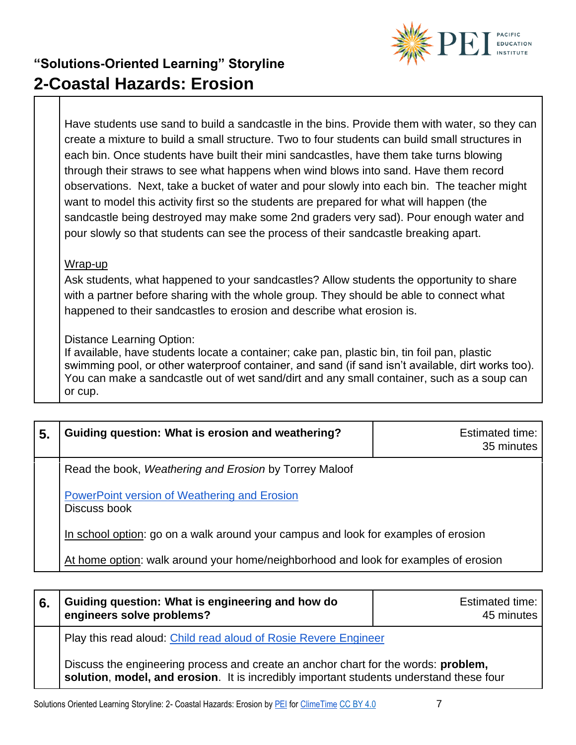Have students use sand to build a sandcastle in the bins. Provide them with water, so they can create a mixture to build a small structure. Two to four students can build small structures in each bin. Once students have built their mini sandcastles, have them take turns blowing through their straws to see what happens when wind blows into sand. Have them record observations. Next, take a bucket of water and pour slowly into each bin. The teacher might want to model this activity first so the students are prepared for what will happen (the sandcastle being destroyed may make some 2nd graders very sad). Pour enough water and pour slowly so that students can see the process of their sandcastle breaking apart.

Wrap-up

Ask students, what happened to your sandcastles? Allow students the opportunity to share with a partner before sharing with the whole group. They should be able to connect what happened to their sandcastles to erosion and describe what erosion is.

Distance Learning Option:

If available, have students locate a container; cake pan, plastic bin, tin foil pan, plastic swimming pool, or other waterproof container, and sand (if sand isn't available, dirt works too). You can make a sandcastle out of wet sand/dirt and any small container, such as a soup can or cup.

| 5. | Guiding question: What is erosion and weathering? | Estimated time: 35 minutes |
|---|---|---|
| | Read the book, *Weathering and Erosion* by Torrey Maloof<br><br>[PowerPoint version of Weathering and Erosion](#)<br>Discuss book<br><br>In school option: go on a walk around your campus and look for examples of erosion<br><br>At home option: walk around your home/neighborhood and look for examples of erosion | |

| 6. | Guiding question: What is engineering and how do engineers solve problems? | Estimated time: 45 minutes |
|---|---|---|
| | Play this read aloud: [Child read aloud of Rosie Revere Engineer](#)<br><br>Discuss the engineering process and create an anchor chart for the words: **problem, solution**, **model, and erosion**. It is incredibly important students understand these four | |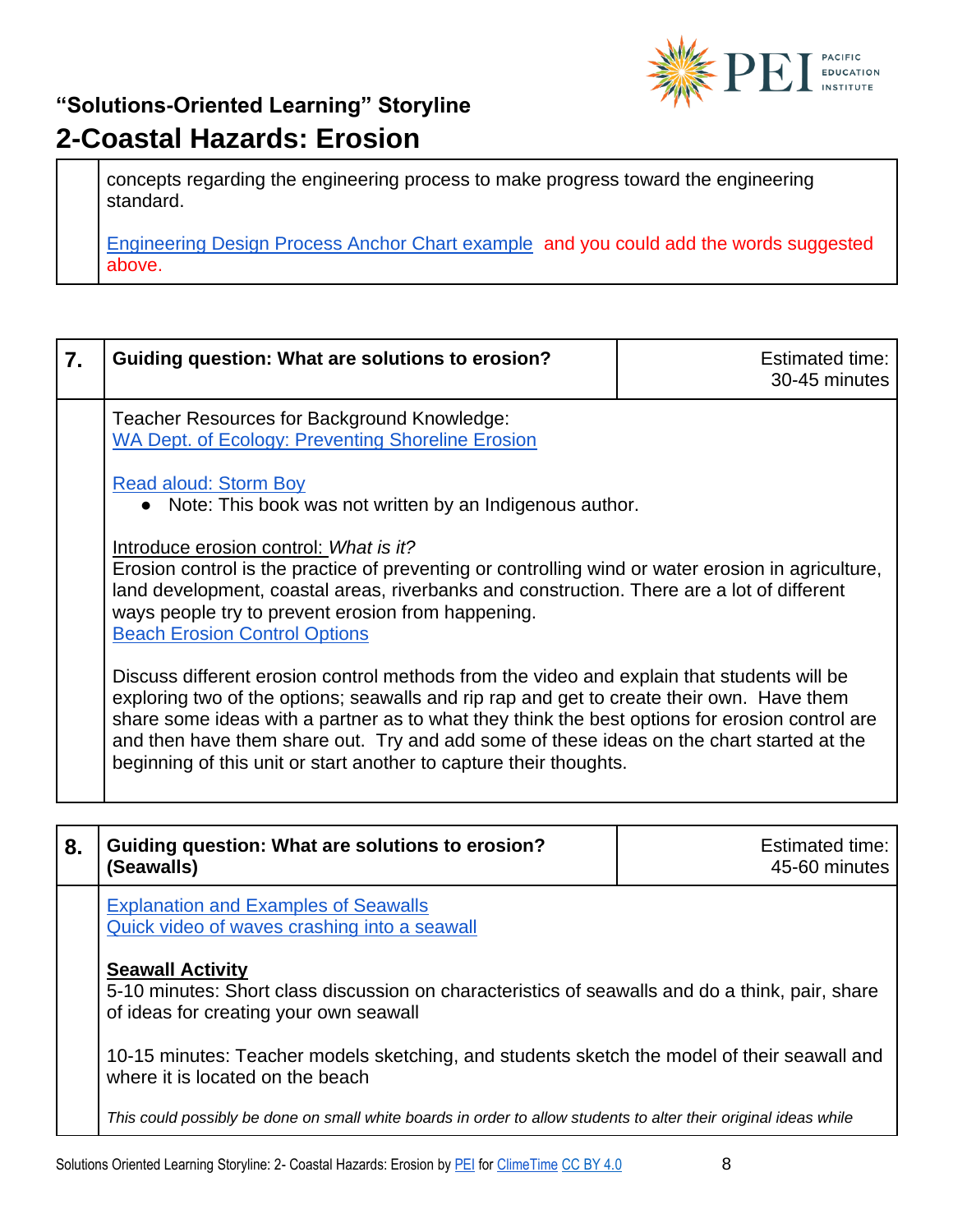| | |
|---|---|
| | concepts regarding the engineering process to make progress toward the engineering standard.<br><br>Engineering Design Process Anchor Chart example and you could add the words suggested above. |

| 7. | **Guiding question: What are solutions to erosion?** | Estimated time: 30-45 minutes |
|---|---|---|
| | Teacher Resources for Background Knowledge:<br>WA Dept. of Ecology: Preventing Shoreline Erosion<br><br>Read aloud: Storm Boy<br>● Note: This book was not written by an Indigenous author.<br><br>Introduce erosion control: *What is it?*<br>Erosion control is the practice of preventing or controlling wind or water erosion in agriculture, land development, coastal areas, riverbanks and construction. There are a lot of different ways people try to prevent erosion from happening.<br>Beach Erosion Control Options<br><br>Discuss different erosion control methods from the video and explain that students will be exploring two of the options; seawalls and rip rap and get to create their own. Have them share some ideas with a partner as to what they think the best options for erosion control are and then have them share out. Try and add some of these ideas on the chart started at the beginning of this unit or start another to capture their thoughts. | |

| 8. | **Guiding question: What are solutions to erosion? (Seawalls)** | Estimated time: 45-60 minutes |
|---|---|---|
| | Explanation and Examples of Seawalls<br>Quick video of waves crashing into a seawall<br><br>**Seawall Activity**<br>5-10 minutes: Short class discussion on characteristics of seawalls and do a think, pair, share of ideas for creating your own seawall<br><br>10-15 minutes: Teacher models sketching, and students sketch the model of their seawall and where it is located on the beach<br><br>*This could possibly be done on small white boards in order to allow students to alter their original ideas while* | |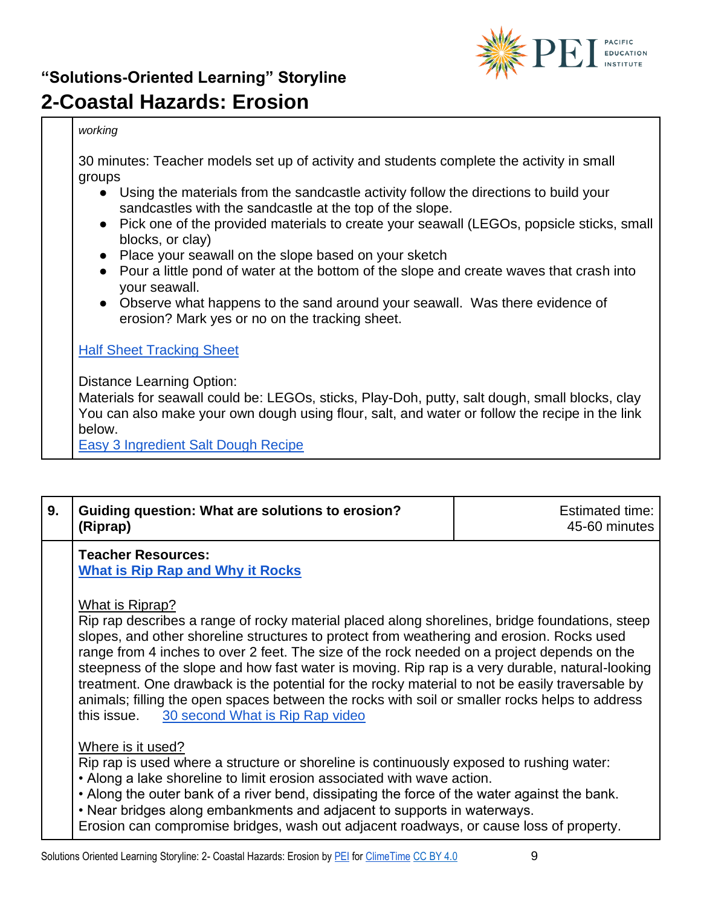*working*

30 minutes: Teacher models set up of activity and students complete the activity in small groups

- Using the materials from the sandcastle activity follow the directions to build your sandcastles with the sandcastle at the top of the slope.
- Pick one of the provided materials to create your seawall (LEGOs, popsicle sticks, small blocks, or clay)
- Place your seawall on the slope based on your sketch
- Pour a little pond of water at the bottom of the slope and create waves that crash into your seawall.
- Observe what happens to the sand around your seawall. Was there evidence of erosion? Mark yes or no on the tracking sheet.

Half Sheet Tracking Sheet

Distance Learning Option:
Materials for seawall could be: LEGOs, sticks, Play-Doh, putty, salt dough, small blocks, clay
You can also make your own dough using flour, salt, and water or follow the recipe in the link below.
Easy 3 Ingredient Salt Dough Recipe

| 9. | **Guiding question: What are solutions to erosion? (Riprap)** | Estimated time: 45-60 minutes |
|---|---|---|

**Teacher Resources:**
**What is Rip Rap and Why it Rocks**

What is Riprap?
Rip rap describes a range of rocky material placed along shorelines, bridge foundations, steep slopes, and other shoreline structures to protect from weathering and erosion. Rocks used range from 4 inches to over 2 feet. The size of the rock needed on a project depends on the steepness of the slope and how fast water is moving. Rip rap is a very durable, natural-looking treatment. One drawback is the potential for the rocky material to not be easily traversable by animals; filling the open spaces between the rocks with soil or smaller rocks helps to address this issue. 30 second What is Rip Rap video

Where is it used?
Rip rap is used where a structure or shoreline is continuously exposed to rushing water:
• Along a lake shoreline to limit erosion associated with wave action.
• Along the outer bank of a river bend, dissipating the force of the water against the bank.
• Near bridges along embankments and adjacent to supports in waterways.
Erosion can compromise bridges, wash out adjacent roadways, or cause loss of property.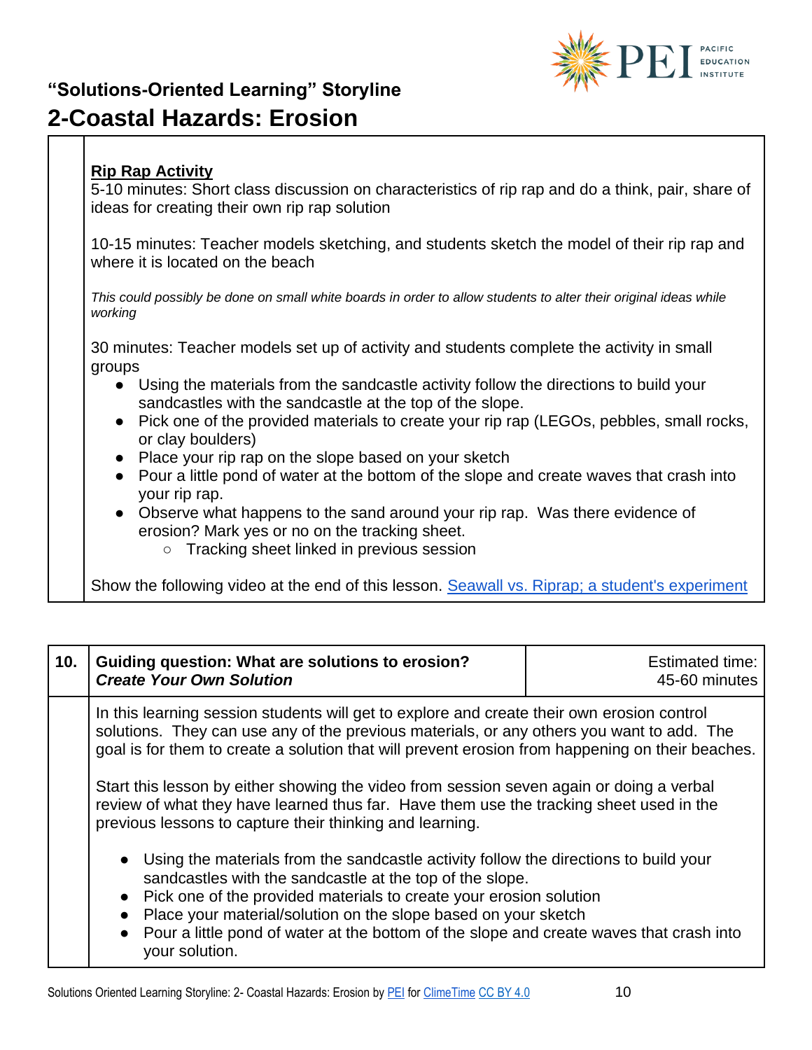## "Solutions-Oriented Learning" Storyline

# 2-Coastal Hazards: Erosion

**Rip Rap Activity**

5-10 minutes: Short class discussion on characteristics of rip rap and do a think, pair, share of ideas for creating their own rip rap solution

10-15 minutes: Teacher models sketching, and students sketch the model of their rip rap and where it is located on the beach

*This could possibly be done on small white boards in order to allow students to alter their original ideas while working*

30 minutes: Teacher models set up of activity and students complete the activity in small groups

- Using the materials from the sandcastle activity follow the directions to build your sandcastles with the sandcastle at the top of the slope.
- Pick one of the provided materials to create your rip rap (LEGOs, pebbles, small rocks, or clay boulders)
- Place your rip rap on the slope based on your sketch
- Pour a little pond of water at the bottom of the slope and create waves that crash into your rip rap.
- Observe what happens to the sand around your rip rap. Was there evidence of erosion? Mark yes or no on the tracking sheet.
    - Tracking sheet linked in previous session

Show the following video at the end of this lesson. [Seawall vs. Riprap; a student's experiment]

| 10. | **Guiding question: What are solutions to erosion?** ***Create Your Own Solution*** | Estimated time: 45-60 minutes |
|---|---|---|

In this learning session students will get to explore and create their own erosion control solutions. They can use any of the previous materials, or any others you want to add. The goal is for them to create a solution that will prevent erosion from happening on their beaches.

Start this lesson by either showing the video from session seven again or doing a verbal review of what they have learned thus far. Have them use the tracking sheet used in the previous lessons to capture their thinking and learning.

- Using the materials from the sandcastle activity follow the directions to build your sandcastles with the sandcastle at the top of the slope.
- Pick one of the provided materials to create your erosion solution
- Place your material/solution on the slope based on your sketch
- Pour a little pond of water at the bottom of the slope and create waves that crash into your solution.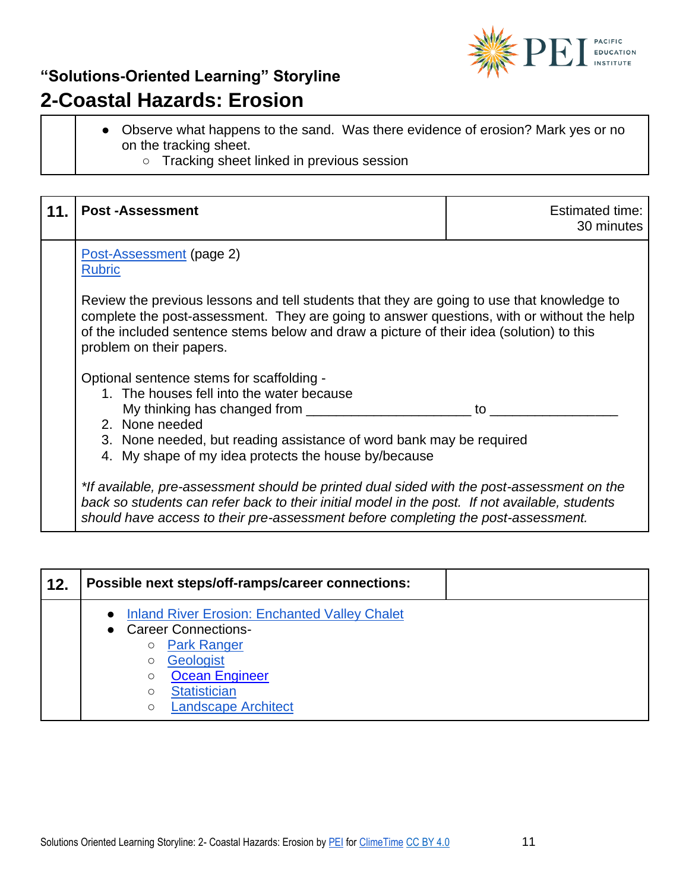## "Solutions-Oriented Learning" Storyline

# 2-Coastal Hazards: Erosion

| | |
|---|---|
| | • Observe what happens to the sand. Was there evidence of erosion? Mark yes or no on the tracking sheet.<br>  ○ Tracking sheet linked in previous session |

| 11. | Post -Assessment | Estimated time: 30 minutes |
|---|---|---|
| | Post-Assessment (page 2)<br>Rubric<br><br>Review the previous lessons and tell students that they are going to use that knowledge to complete the post-assessment. They are going to answer questions, with or without the help of the included sentence stems below and draw a picture of their idea (solution) to this problem on their papers.<br><br>Optional sentence stems for scaffolding -<br>1. The houses fell into the water because<br>   My thinking has changed from ______________________ to _________________<br>2. None needed<br>3. None needed, but reading assistance of word bank may be required<br>4. My shape of my idea protects the house by/because<br><br>*\*If available, pre-assessment should be printed dual sided with the post-assessment on the back so students can refer back to their initial model in the post. If not available, students should have access to their pre-assessment before completing the post-assessment.* | |

| 12. | Possible next steps/off-ramps/career connections: | |
|---|---|---|
| | • Inland River Erosion: Enchanted Valley Chalet<br>• Career Connections-<br>  ○ Park Ranger<br>  ○ Geologist<br>  ○ Ocean Engineer<br>  ○ Statistician<br>  ○ Landscape Architect | |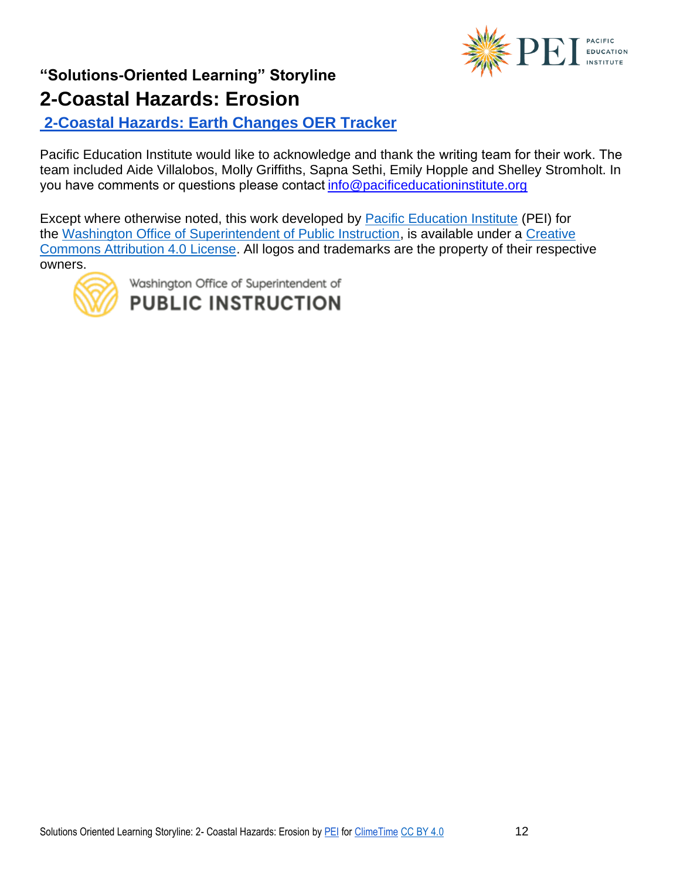**"Solutions-Oriented Learning" Storyline**

# 2-Coastal Hazards: Erosion

**[2-Coastal Hazards: Earth Changes OER Tracker]**

Pacific Education Institute would like to acknowledge and thank the writing team for their work. The team included Aide Villalobos, Molly Griffiths, Sapna Sethi, Emily Hopple and Shelley Stromholt. In you have comments or questions please contact info@pacificeducationinstitute.org

Except where otherwise noted, this work developed by Pacific Education Institute (PEI) for the Washington Office of Superintendent of Public Instruction, is available under a Creative Commons Attribution 4.0 License. All logos and trademarks are the property of their respective owners.